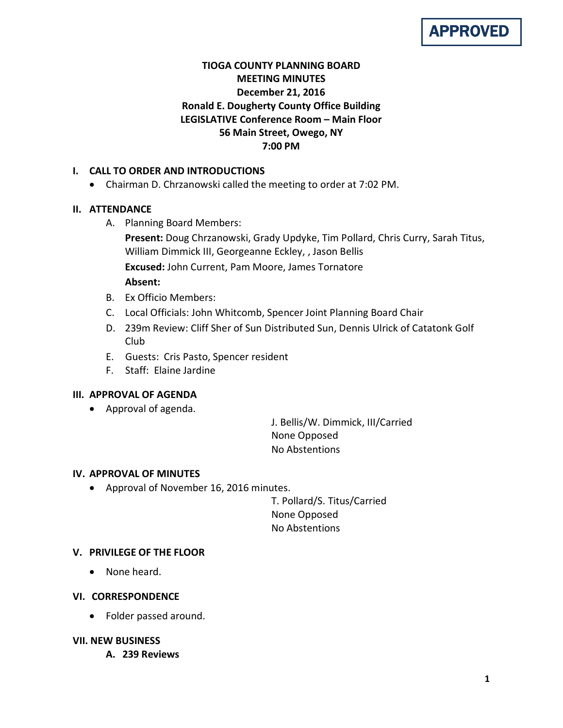**APPROVED**

# TIOGA COUNTY PLANNING BOARD
# MEETING MINUTES
# December 21, 2016
# Ronald E. Dougherty County Office Building
# LEGISLATIVE Conference Room – Main Floor
# 56 Main Street, Owego, NY
# 7:00 PM

## I. CALL TO ORDER AND INTRODUCTIONS

- Chairman D. Chrzanowski called the meeting to order at 7:02 PM.

## II. ATTENDANCE

A. Planning Board Members:

**Present:** Doug Chrzanowski, Grady Updyke, Tim Pollard, Chris Curry, Sarah Titus, William Dimmick III, Georgeanne Eckley, , Jason Bellis

**Excused:** John Current, Pam Moore, James Tornatore

**Absent:**

B. Ex Officio Members:

C. Local Officials: John Whitcomb, Spencer Joint Planning Board Chair

D. 239m Review: Cliff Sher of Sun Distributed Sun, Dennis Ulrick of Catatonk Golf Club

E. Guests: Cris Pasto, Spencer resident

F. Staff: Elaine Jardine

## III. APPROVAL OF AGENDA

- Approval of agenda.

J. Bellis/W. Dimmick, III/Carried
None Opposed
No Abstentions

## IV. APPROVAL OF MINUTES

- Approval of November 16, 2016 minutes.

T. Pollard/S. Titus/Carried
None Opposed
No Abstentions

## V. PRIVILEGE OF THE FLOOR

- None heard.

## VI. CORRESPONDENCE

- Folder passed around.

## VII. NEW BUSINESS

### A. 239 Reviews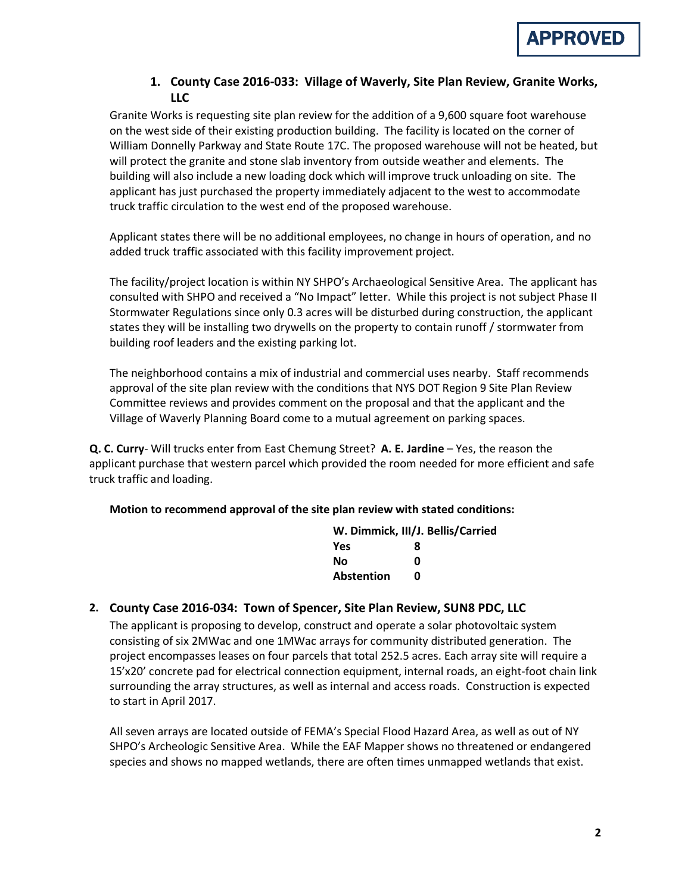**APPROVED**

### 1. County Case 2016-033: Village of Waverly, Site Plan Review, Granite Works, LLC

Granite Works is requesting site plan review for the addition of a 9,600 square foot warehouse on the west side of their existing production building. The facility is located on the corner of William Donnelly Parkway and State Route 17C. The proposed warehouse will not be heated, but will protect the granite and stone slab inventory from outside weather and elements. The building will also include a new loading dock which will improve truck unloading on site. The applicant has just purchased the property immediately adjacent to the west to accommodate truck traffic circulation to the west end of the proposed warehouse.

Applicant states there will be no additional employees, no change in hours of operation, and no added truck traffic associated with this facility improvement project.

The facility/project location is within NY SHPO's Archaeological Sensitive Area. The applicant has consulted with SHPO and received a "No Impact" letter. While this project is not subject Phase II Stormwater Regulations since only 0.3 acres will be disturbed during construction, the applicant states they will be installing two drywells on the property to contain runoff / stormwater from building roof leaders and the existing parking lot.

The neighborhood contains a mix of industrial and commercial uses nearby. Staff recommends approval of the site plan review with the conditions that NYS DOT Region 9 Site Plan Review Committee reviews and provides comment on the proposal and that the applicant and the Village of Waverly Planning Board come to a mutual agreement on parking spaces.

**Q. C. Curry**- Will trucks enter from East Chemung Street? **A. E. Jardine** – Yes, the reason the applicant purchase that western parcel which provided the room needed for more efficient and safe truck traffic and loading.

**Motion to recommend approval of the site plan review with stated conditions:**

**W. Dimmick, III/J. Bellis/Carried**

| | |
|---|---|
| **Yes** | **8** |
| **No** | **0** |
| **Abstention** | **0** |

### 2. County Case 2016-034: Town of Spencer, Site Plan Review, SUN8 PDC, LLC

The applicant is proposing to develop, construct and operate a solar photovoltaic system consisting of six 2MWac and one 1MWac arrays for community distributed generation. The project encompasses leases on four parcels that total 252.5 acres. Each array site will require a 15'x20' concrete pad for electrical connection equipment, internal roads, an eight-foot chain link surrounding the array structures, as well as internal and access roads. Construction is expected to start in April 2017.

All seven arrays are located outside of FEMA's Special Flood Hazard Area, as well as out of NY SHPO's Archeologic Sensitive Area. While the EAF Mapper shows no threatened or endangered species and shows no mapped wetlands, there are often times unmapped wetlands that exist.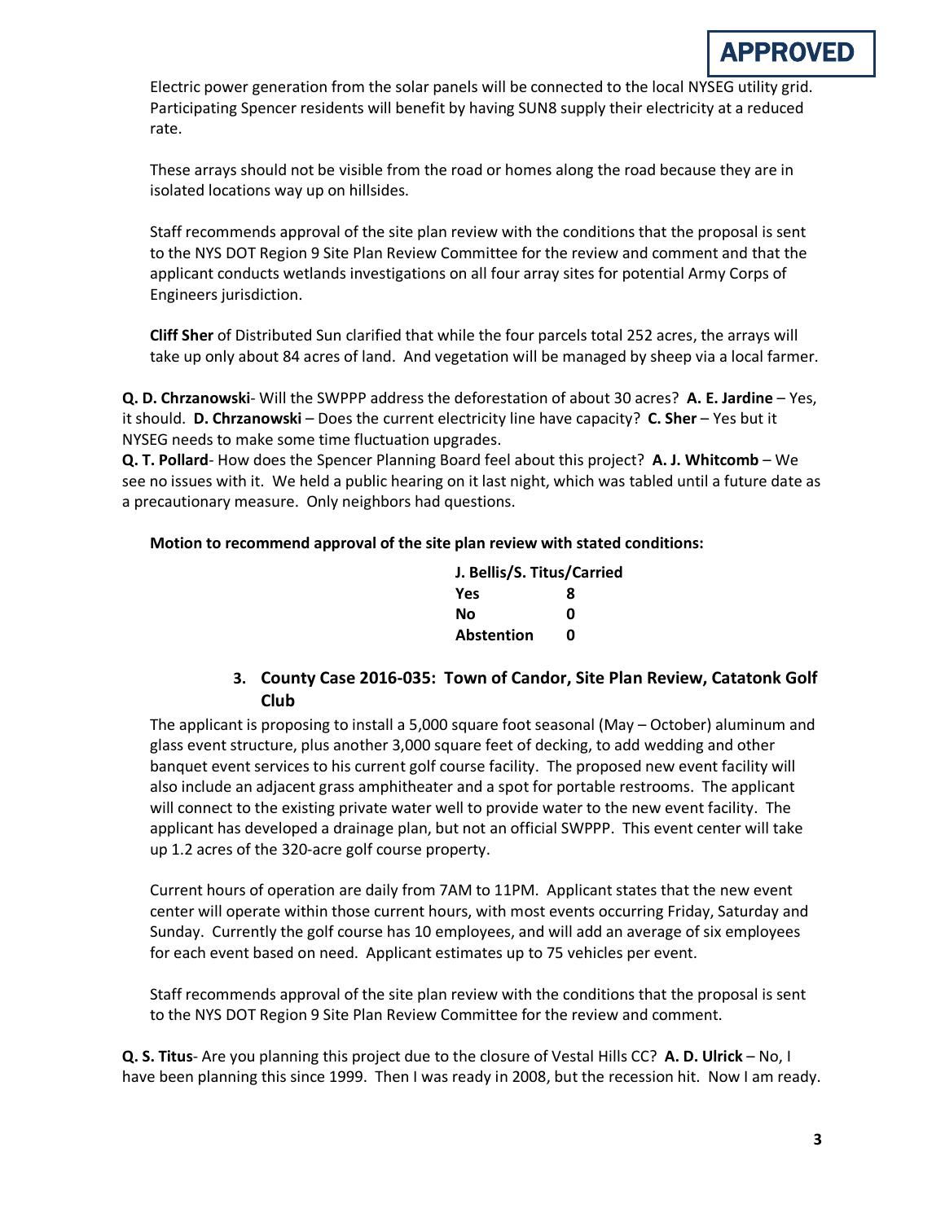**APPROVED**

Electric power generation from the solar panels will be connected to the local NYSEG utility grid. Participating Spencer residents will benefit by having SUN8 supply their electricity at a reduced rate.

These arrays should not be visible from the road or homes along the road because they are in isolated locations way up on hillsides.

Staff recommends approval of the site plan review with the conditions that the proposal is sent to the NYS DOT Region 9 Site Plan Review Committee for the review and comment and that the applicant conducts wetlands investigations on all four array sites for potential Army Corps of Engineers jurisdiction.

**Cliff Sher** of Distributed Sun clarified that while the four parcels total 252 acres, the arrays will take up only about 84 acres of land. And vegetation will be managed by sheep via a local farmer.

**Q. D. Chrzanowski**- Will the SWPPP address the deforestation of about 30 acres? **A. E. Jardine** – Yes, it should. **D. Chrzanowski** – Does the current electricity line have capacity? **C. Sher** – Yes but it NYSEG needs to make some time fluctuation upgrades.
**Q. T. Pollard**- How does the Spencer Planning Board feel about this project? **A. J. Whitcomb** – We see no issues with it. We held a public hearing on it last night, which was tabled until a future date as a precautionary measure. Only neighbors had questions.

**Motion to recommend approval of the site plan review with stated conditions:**

| **J. Bellis/S. Titus/Carried** | |
|---|---|
| **Yes** | **8** |
| **No** | **0** |
| **Abstention** | **0** |

### 3. County Case 2016-035: Town of Candor, Site Plan Review, Catatonk Golf Club

The applicant is proposing to install a 5,000 square foot seasonal (May – October) aluminum and glass event structure, plus another 3,000 square feet of decking, to add wedding and other banquet event services to his current golf course facility. The proposed new event facility will also include an adjacent grass amphitheater and a spot for portable restrooms. The applicant will connect to the existing private water well to provide water to the new event facility. The applicant has developed a drainage plan, but not an official SWPPP. This event center will take up 1.2 acres of the 320-acre golf course property.

Current hours of operation are daily from 7AM to 11PM. Applicant states that the new event center will operate within those current hours, with most events occurring Friday, Saturday and Sunday. Currently the golf course has 10 employees, and will add an average of six employees for each event based on need. Applicant estimates up to 75 vehicles per event.

Staff recommends approval of the site plan review with the conditions that the proposal is sent to the NYS DOT Region 9 Site Plan Review Committee for the review and comment.

**Q. S. Titus**- Are you planning this project due to the closure of Vestal Hills CC? **A. D. Ulrick** – No, I have been planning this since 1999. Then I was ready in 2008, but the recession hit. Now I am ready.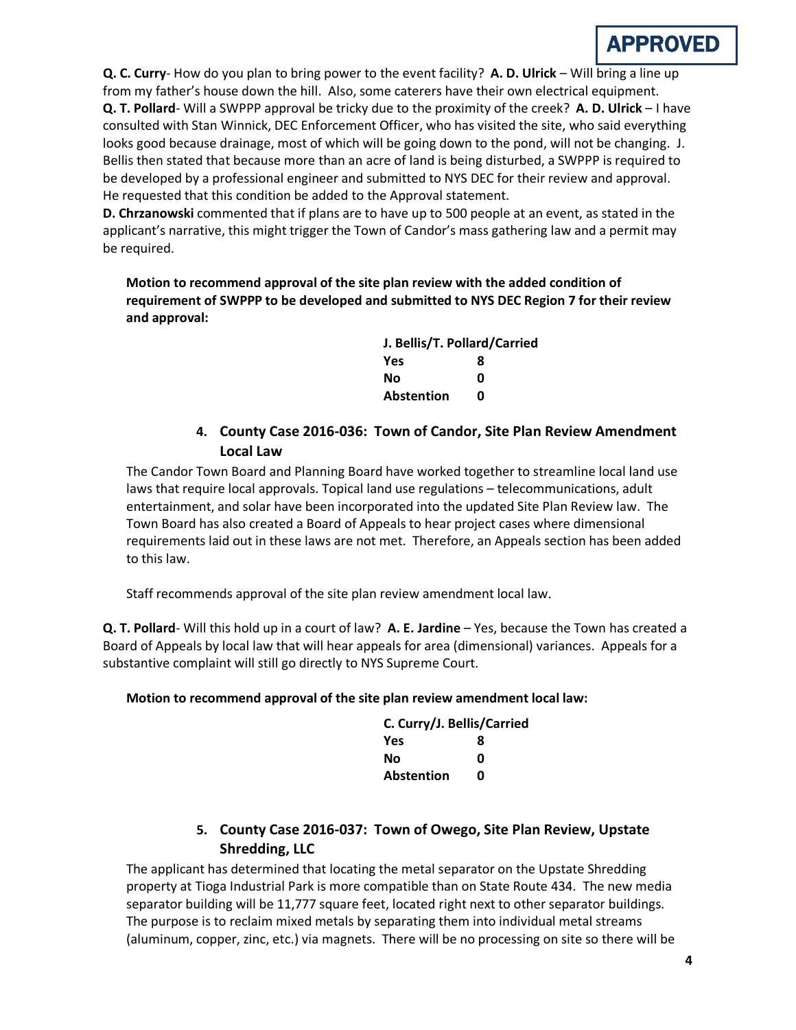APPROVED

**Q. C. Curry**- How do you plan to bring power to the event facility? **A. D. Ulrick** – Will bring a line up from my father's house down the hill. Also, some caterers have their own electrical equipment.
**Q. T. Pollard**- Will a SWPPP approval be tricky due to the proximity of the creek? **A. D. Ulrick** – I have consulted with Stan Winnick, DEC Enforcement Officer, who has visited the site, who said everything looks good because drainage, most of which will be going down to the pond, will not be changing. J. Bellis then stated that because more than an acre of land is being disturbed, a SWPPP is required to be developed by a professional engineer and submitted to NYS DEC for their review and approval. He requested that this condition be added to the Approval statement.
**D. Chrzanowski** commented that if plans are to have up to 500 people at an event, as stated in the applicant's narrative, this might trigger the Town of Candor's mass gathering law and a permit may be required.

**Motion to recommend approval of the site plan review with the added condition of requirement of SWPPP to be developed and submitted to NYS DEC Region 7 for their review and approval:**

| J. Bellis/T. Pollard/Carried | |
|---|---|
| Yes | 8 |
| No | 0 |
| Abstention | 0 |

## 4. County Case 2016-036: Town of Candor, Site Plan Review Amendment Local Law

The Candor Town Board and Planning Board have worked together to streamline local land use laws that require local approvals. Topical land use regulations – telecommunications, adult entertainment, and solar have been incorporated into the updated Site Plan Review law. The Town Board has also created a Board of Appeals to hear project cases where dimensional requirements laid out in these laws are not met. Therefore, an Appeals section has been added to this law.

Staff recommends approval of the site plan review amendment local law.

**Q. T. Pollard**- Will this hold up in a court of law? **A. E. Jardine** – Yes, because the Town has created a Board of Appeals by local law that will hear appeals for area (dimensional) variances. Appeals for a substantive complaint will still go directly to NYS Supreme Court.

**Motion to recommend approval of the site plan review amendment local law:**

| C. Curry/J. Bellis/Carried | |
|---|---|
| Yes | 8 |
| No | 0 |
| Abstention | 0 |

## 5. County Case 2016-037: Town of Owego, Site Plan Review, Upstate Shredding, LLC

The applicant has determined that locating the metal separator on the Upstate Shredding property at Tioga Industrial Park is more compatible than on State Route 434. The new media separator building will be 11,777 square feet, located right next to other separator buildings. The purpose is to reclaim mixed metals by separating them into individual metal streams (aluminum, copper, zinc, etc.) via magnets. There will be no processing on site so there will be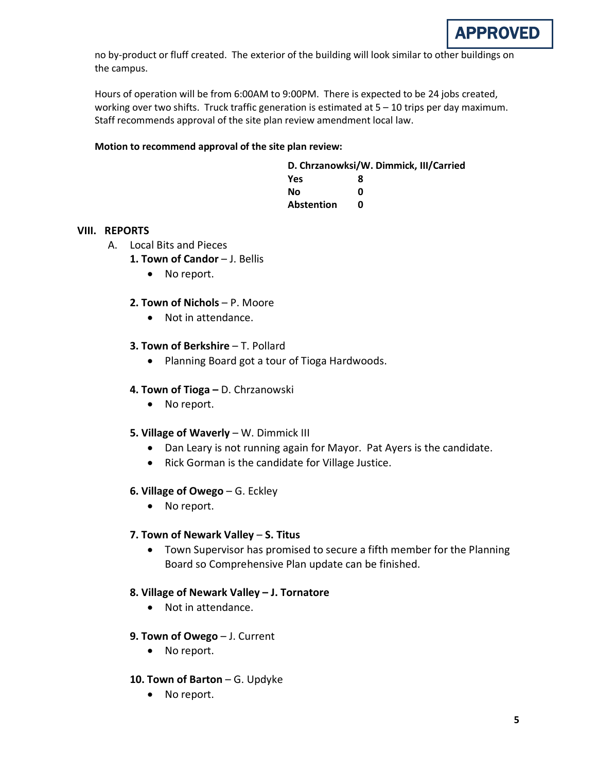APPROVED

no by-product or fluff created. The exterior of the building will look similar to other buildings on the campus.

Hours of operation will be from 6:00AM to 9:00PM. There is expected to be 24 jobs created, working over two shifts. Truck traffic generation is estimated at 5 – 10 trips per day maximum. Staff recommends approval of the site plan review amendment local law.

**Motion to recommend approval of the site plan review:**

**D. Chrzanowksi/W. Dimmick, III/Carried**

| | |
|---|---|
| **Yes** | **8** |
| **No** | **0** |
| **Abstention** | **0** |

## VIII. REPORTS

A. Local Bits and Pieces

**1. Town of Candor** – J. Bellis

- No report.

**2. Town of Nichols** – P. Moore

- Not in attendance.

**3. Town of Berkshire** – T. Pollard

- Planning Board got a tour of Tioga Hardwoods.

**4. Town of Tioga –** D. Chrzanowski

- No report.

**5. Village of Waverly** – W. Dimmick III

- Dan Leary is not running again for Mayor. Pat Ayers is the candidate.
- Rick Gorman is the candidate for Village Justice.

**6. Village of Owego** – G. Eckley

- No report.

**7. Town of Newark Valley** – **S. Titus**

- Town Supervisor has promised to secure a fifth member for the Planning Board so Comprehensive Plan update can be finished.

**8. Village of Newark Valley – J. Tornatore**

- Not in attendance.

**9. Town of Owego** – J. Current

- No report.

**10. Town of Barton** – G. Updyke

- No report.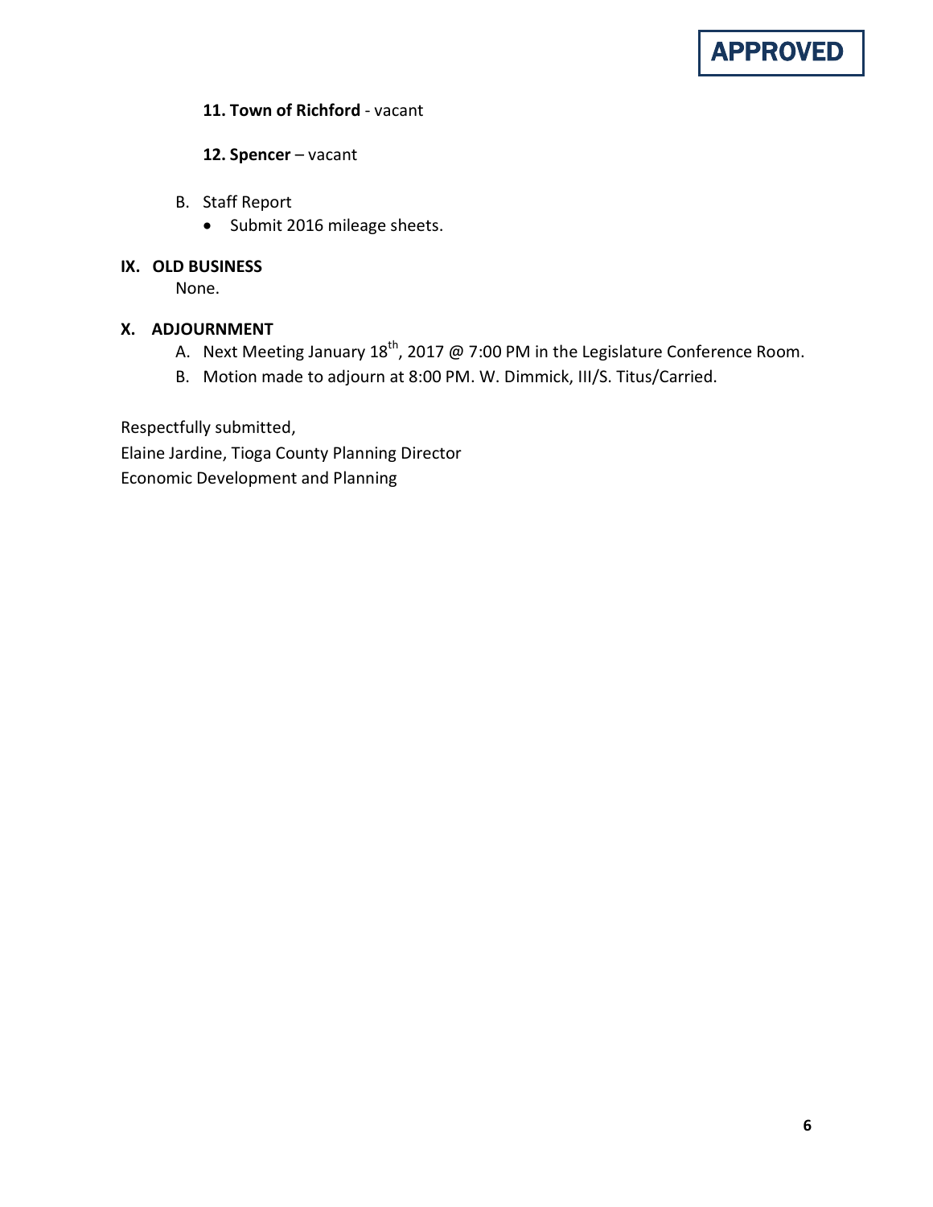**APPROVED**

**11. Town of Richford** - vacant

**12. Spencer** – vacant

B. Staff Report
   - Submit 2016 mileage sheets.

## IX. OLD BUSINESS

None.

## X. ADJOURNMENT

A. Next Meeting January 18th, 2017 @ 7:00 PM in the Legislature Conference Room.

B. Motion made to adjourn at 8:00 PM. W. Dimmick, III/S. Titus/Carried.

Respectfully submitted,

Elaine Jardine, Tioga County Planning Director

Economic Development and Planning